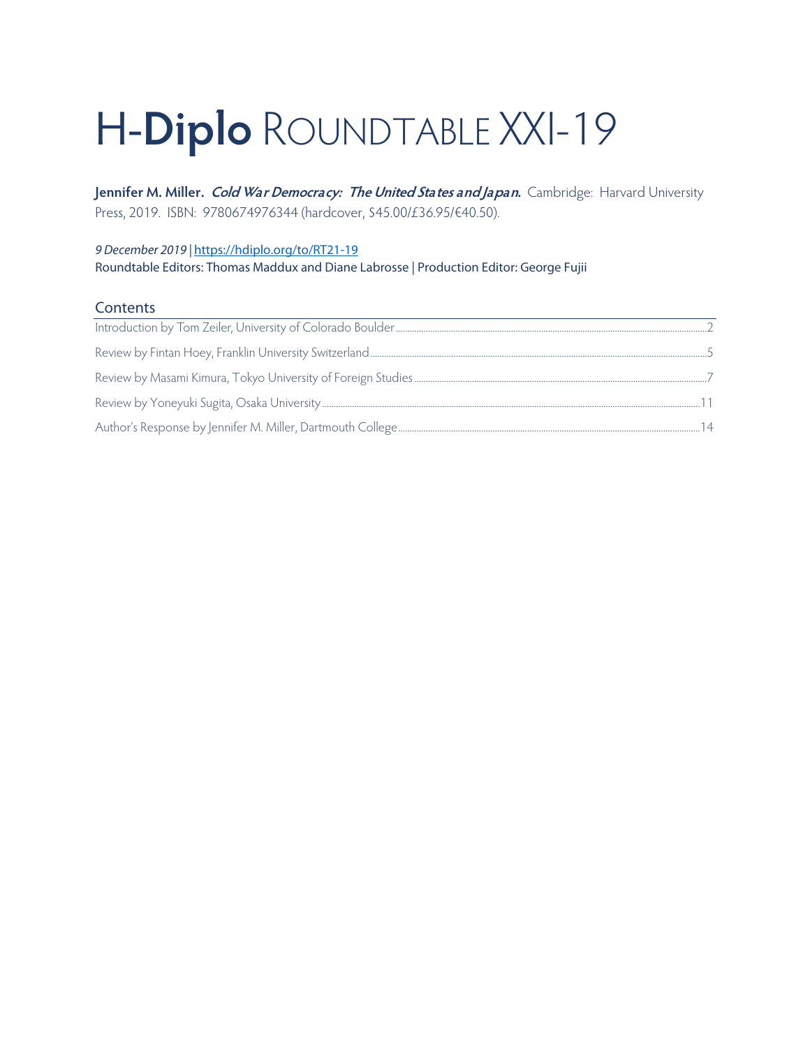# H-Diplo ROUNDTABLE XXI-19

**Jennifer M. Miller.** ***Cold War Democracy: The United States and Japan.*** Cambridge: Harvard University Press, 2019. ISBN: 9780674976344 (hardcover, $45.00/£36.95/€40.50).

*9 December 2019* | https://hdiplo.org/to/RT21-19

Roundtable Editors: Thomas Maddux and Diane Labrosse | Production Editor: George Fujii

## Contents

| | |
|---|---|
| Introduction by Tom Zeiler, University of Colorado Boulder | 2 |
| Review by Fintan Hoey, Franklin University Switzerland | 5 |
| Review by Masami Kimura, Tokyo University of Foreign Studies | 7 |
| Review by Yoneyuki Sugita, Osaka University | 11 |
| Author's Response by Jennifer M. Miller, Dartmouth College | 14 |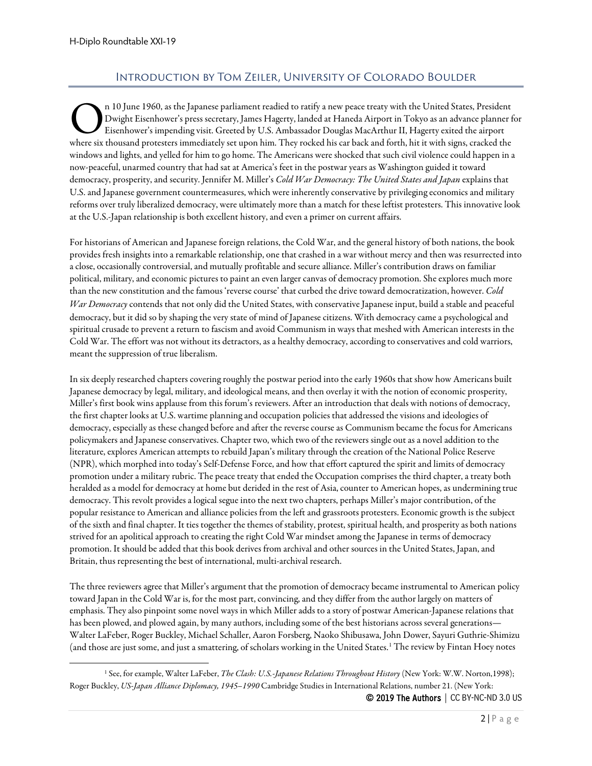## Introduction by Tom Zeiler, University of Colorado Boulder

On 10 June 1960, as the Japanese parliament readied to ratify a new peace treaty with the United States, President Dwight Eisenhower's press secretary, James Hagerty, landed at Haneda Airport in Tokyo as an advance planner for Eisenhower's impending visit. Greeted by U.S. Ambassador Douglas MacArthur II, Hagerty exited the airport where six thousand protesters immediately set upon him. They rocked his car back and forth, hit it with signs, cracked the windows and lights, and yelled for him to go home. The Americans were shocked that such civil violence could happen in a now-peaceful, unarmed country that had sat at America's feet in the postwar years as Washington guided it toward democracy, prosperity, and security. Jennifer M. Miller's *Cold War Democracy: The United States and Japan* explains that U.S. and Japanese government countermeasures, which were inherently conservative by privileging economics and military reforms over truly liberalized democracy, were ultimately more than a match for these leftist protesters. This innovative look at the U.S.-Japan relationship is both excellent history, and even a primer on current affairs.

For historians of American and Japanese foreign relations, the Cold War, and the general history of both nations, the book provides fresh insights into a remarkable relationship, one that crashed in a war without mercy and then was resurrected into a close, occasionally controversial, and mutually profitable and secure alliance. Miller's contribution draws on familiar political, military, and economic pictures to paint an even larger canvas of democracy promotion. She explores much more than the new constitution and the famous 'reverse course' that curbed the drive toward democratization, however. *Cold War Democracy* contends that not only did the United States, with conservative Japanese input, build a stable and peaceful democracy, but it did so by shaping the very state of mind of Japanese citizens. With democracy came a psychological and spiritual crusade to prevent a return to fascism and avoid Communism in ways that meshed with American interests in the Cold War. The effort was not without its detractors, as a healthy democracy, according to conservatives and cold warriors, meant the suppression of true liberalism.

In six deeply researched chapters covering roughly the postwar period into the early 1960s that show how Americans built Japanese democracy by legal, military, and ideological means, and then overlay it with the notion of economic prosperity, Miller's first book wins applause from this forum's reviewers. After an introduction that deals with notions of democracy, the first chapter looks at U.S. wartime planning and occupation policies that addressed the visions and ideologies of democracy, especially as these changed before and after the reverse course as Communism became the focus for Americans policymakers and Japanese conservatives. Chapter two, which two of the reviewers single out as a novel addition to the literature, explores American attempts to rebuild Japan's military through the creation of the National Police Reserve (NPR), which morphed into today's Self-Defense Force, and how that effort captured the spirit and limits of democracy promotion under a military rubric. The peace treaty that ended the Occupation comprises the third chapter, a treaty both heralded as a model for democracy at home but derided in the rest of Asia, counter to American hopes, as undermining true democracy. This revolt provides a logical segue into the next two chapters, perhaps Miller's major contribution, of the popular resistance to American and alliance policies from the left and grassroots protesters. Economic growth is the subject of the sixth and final chapter. It ties together the themes of stability, protest, spiritual health, and prosperity as both nations strived for an apolitical approach to creating the right Cold War mindset among the Japanese in terms of democracy promotion. It should be added that this book derives from archival and other sources in the United States, Japan, and Britain, thus representing the best of international, multi-archival research.

The three reviewers agree that Miller's argument that the promotion of democracy became instrumental to American policy toward Japan in the Cold War is, for the most part, convincing, and they differ from the author largely on matters of emphasis. They also pinpoint some novel ways in which Miller adds to a story of postwar American-Japanese relations that has been plowed, and plowed again, by many authors, including some of the best historians across several generations—Walter LaFeber, Roger Buckley, Michael Schaller, Aaron Forsberg, Naoko Shibusawa, John Dower, Sayuri Guthrie-Shimizu (and those are just some, and just a smattering, of scholars working in the United States.[1] The review by Fintan Hoey notes

---

[1] See, for example, Walter LaFeber, *The Clash: U.S.-Japanese Relations Throughout History* (New York: W.W. Norton,1998); Roger Buckley, *US-Japan Alliance Diplomacy, 1945–1990* Cambridge Studies in International Relations, number 21. (New York: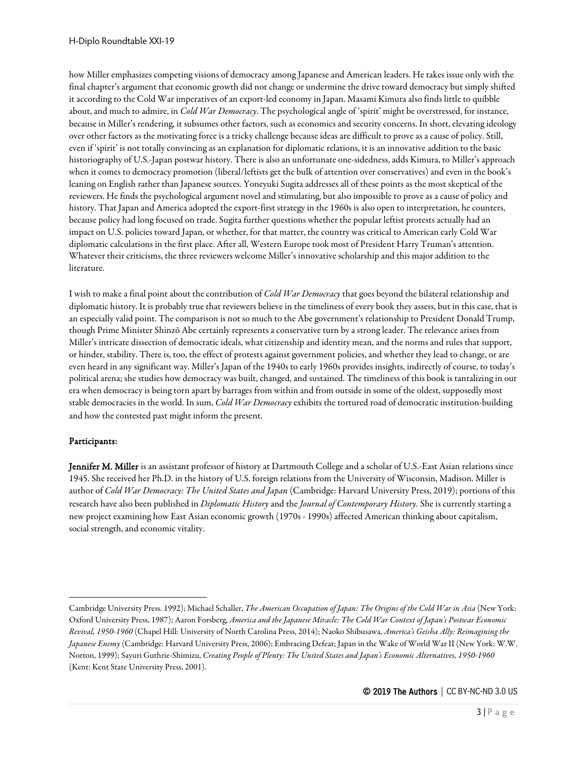how Miller emphasizes competing visions of democracy among Japanese and American leaders. He takes issue only with the final chapter's argument that economic growth did not change or undermine the drive toward democracy but simply shifted it according to the Cold War imperatives of an export-led economy in Japan. Masami Kimura also finds little to quibble about, and much to admire, in *Cold War Democracy*. The psychological angle of 'spirit' might be overstressed, for instance, because in Miller's rendering, it subsumes other factors, such as economics and security concerns. In short, elevating ideology over other factors as the motivating force is a tricky challenge because ideas are difficult to prove as a cause of policy. Still, even if 'spirit' is not totally convincing as an explanation for diplomatic relations, it is an innovative addition to the basic historiography of U.S.-Japan postwar history. There is also an unfortunate one-sidedness, adds Kimura, to Miller's approach when it comes to democracy promotion (liberal/leftists get the bulk of attention over conservatives) and even in the book's leaning on English rather than Japanese sources. Yoneyuki Sugita addresses all of these points as the most skeptical of the reviewers. He finds the psychological argument novel and stimulating, but also impossible to prove as a cause of policy and history. That Japan and America adopted the export-first strategy in the 1960s is also open to interpretation, he counters, because policy had long focused on trade. Sugita further questions whether the popular leftist protests actually had an impact on U.S. policies toward Japan, or whether, for that matter, the country was critical to American early Cold War diplomatic calculations in the first place. After all, Western Europe took most of President Harry Truman's attention. Whatever their criticisms, the three reviewers welcome Miller's innovative scholarship and this major addition to the literature.

I wish to make a final point about the contribution of *Cold War Democracy* that goes beyond the bilateral relationship and diplomatic history. It is probably true that reviewers believe in the timeliness of every book they assess, but in this case, that is an especially valid point. The comparison is not so much to the Abe government's relationship to President Donald Trump, though Prime Minister Shinzō Abe certainly represents a conservative turn by a strong leader. The relevance arises from Miller's intricate dissection of democratic ideals, what citizenship and identity mean, and the norms and rules that support, or hinder, stability. There is, too, the effect of protests against government policies, and whether they lead to change, or are even heard in any significant way. Miller's Japan of the 1940s to early 1960s provides insights, indirectly of course, to today's political arena; she studies how democracy was built, changed, and sustained. The timeliness of this book is tantalizing in our era when democracy is being torn apart by barrages from within and from outside in some of the oldest, supposedly most stable democracies in the world. In sum, *Cold War Democracy* exhibits the tortured road of democratic institution-building and how the contested past might inform the present.

## Participants:

**Jennifer M. Miller** is an assistant professor of history at Dartmouth College and a scholar of U.S.-East Asian relations since 1945. She received her Ph.D. in the history of U.S. foreign relations from the University of Wisconsin, Madison. Miller is author of *Cold War Democracy: The United States and Japan* (Cambridge: Harvard University Press, 2019); portions of this research have also been published in *Diplomatic History* and the *Journal of Contemporary History*. She is currently starting a new project examining how East Asian economic growth (1970s - 1990s) affected American thinking about capitalism, social strength, and economic vitality.

---

Cambridge University Press. 1992); Michael Schaller, *The American Occupation of Japan: The Origins of the Cold War in Asia* (New York: Oxford University Press, 1987); Aaron Forsberg, *America and the Japanese Miracle: The Cold War Context of Japan's Postwar Economic Revival, 1950-1960* (Chapel Hill: University of North Carolina Press, 2014); Naoko Shibusawa, *America's Geisha Ally: Reimagining the Japanese Enemy* (Cambridge: Harvard University Press, 2006); Embracing Defeat; Japan in the Wake of World War II (New York: W.W. Norton, 1999); Sayuri Guthrie-Shimizu, *Creating People of Plenty: The United States and Japan's Economic Alternatives, 1950-1960* (Kent: Kent State University Press, 2001).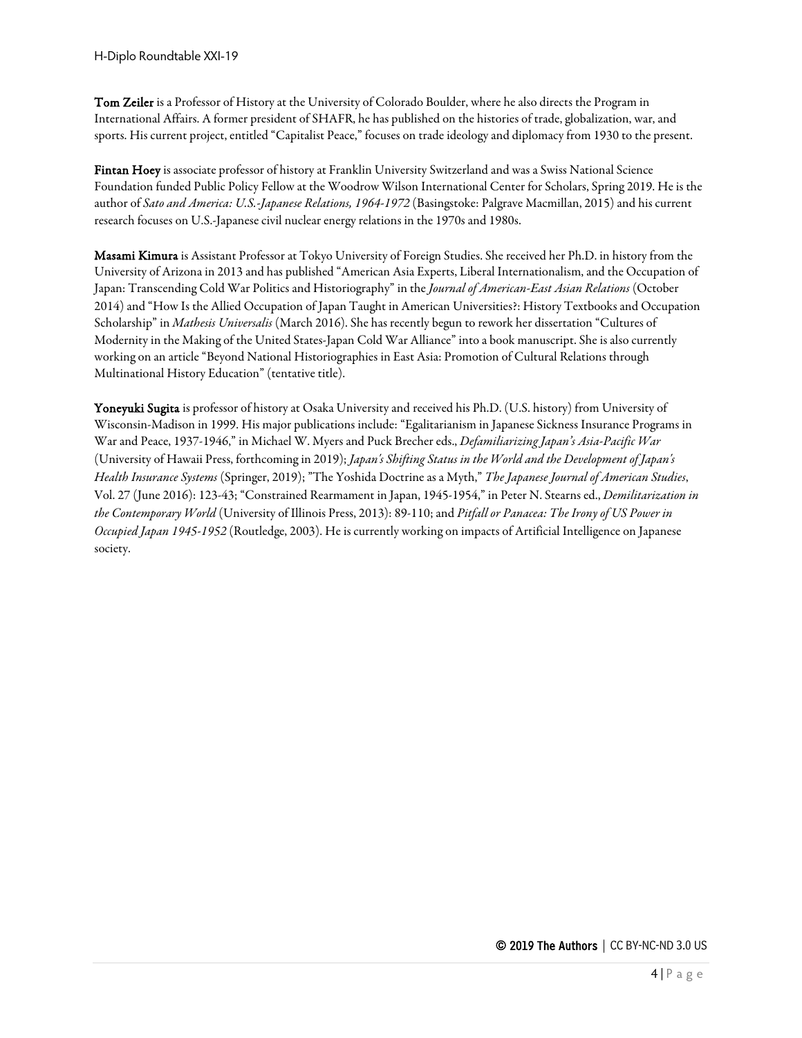**Tom Zeiler** is a Professor of History at the University of Colorado Boulder, where he also directs the Program in International Affairs. A former president of SHAFR, he has published on the histories of trade, globalization, war, and sports. His current project, entitled "Capitalist Peace," focuses on trade ideology and diplomacy from 1930 to the present.

**Fintan Hoey** is associate professor of history at Franklin University Switzerland and was a Swiss National Science Foundation funded Public Policy Fellow at the Woodrow Wilson International Center for Scholars, Spring 2019. He is the author of *Sato and America: U.S.-Japanese Relations, 1964-1972* (Basingstoke: Palgrave Macmillan, 2015) and his current research focuses on U.S.-Japanese civil nuclear energy relations in the 1970s and 1980s.

**Masami Kimura** is Assistant Professor at Tokyo University of Foreign Studies. She received her Ph.D. in history from the University of Arizona in 2013 and has published "American Asia Experts, Liberal Internationalism, and the Occupation of Japan: Transcending Cold War Politics and Historiography" in the *Journal of American-East Asian Relations* (October 2014) and "How Is the Allied Occupation of Japan Taught in American Universities?: History Textbooks and Occupation Scholarship" in *Mathesis Universalis* (March 2016). She has recently begun to rework her dissertation "Cultures of Modernity in the Making of the United States-Japan Cold War Alliance" into a book manuscript. She is also currently working on an article "Beyond National Historiographies in East Asia: Promotion of Cultural Relations through Multinational History Education" (tentative title).

**Yoneyuki Sugita** is professor of history at Osaka University and received his Ph.D. (U.S. history) from University of Wisconsin-Madison in 1999. His major publications include: "Egalitarianism in Japanese Sickness Insurance Programs in War and Peace, 1937-1946," in Michael W. Myers and Puck Brecher eds., *Defamiliarizing Japan's Asia-Pacific War* (University of Hawaii Press, forthcoming in 2019); *Japan's Shifting Status in the World and the Development of Japan's Health Insurance Systems* (Springer, 2019); "The Yoshida Doctrine as a Myth," *The Japanese Journal of American Studies*, Vol. 27 (June 2016): 123-43; "Constrained Rearmament in Japan, 1945-1954," in Peter N. Stearns ed., *Demilitarization in the Contemporary World* (University of Illinois Press, 2013): 89-110; and *Pitfall or Panacea: The Irony of US Power in Occupied Japan 1945-1952* (Routledge, 2003). He is currently working on impacts of Artificial Intelligence on Japanese society.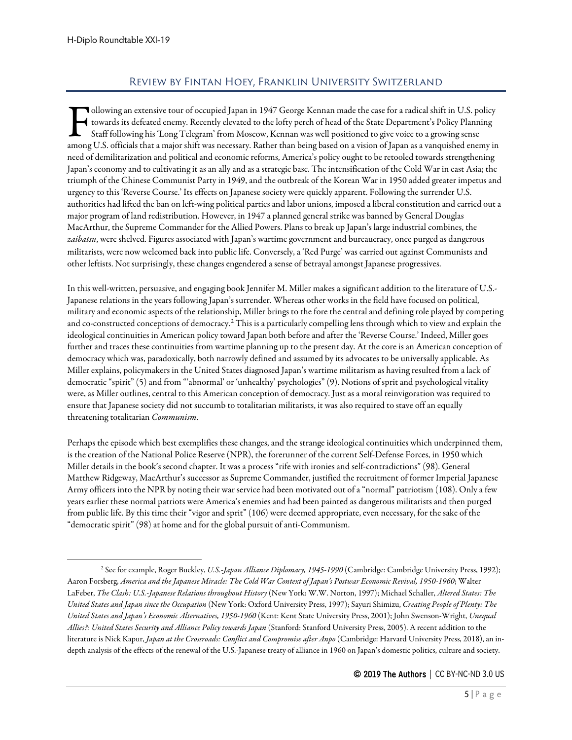## Review by Fintan Hoey, Franklin University Switzerland

Following an extensive tour of occupied Japan in 1947 George Kennan made the case for a radical shift in U.S. policy towards its defeated enemy. Recently elevated to the lofty perch of head of the State Department's Policy Planning Staff following his 'Long Telegram' from Moscow, Kennan was well positioned to give voice to a growing sense among U.S. officials that a major shift was necessary. Rather than being based on a vision of Japan as a vanquished enemy in need of demilitarization and political and economic reforms, America's policy ought to be retooled towards strengthening Japan's economy and to cultivating it as an ally and as a strategic base. The intensification of the Cold War in east Asia; the triumph of the Chinese Communist Party in 1949, and the outbreak of the Korean War in 1950 added greater impetus and urgency to this 'Reverse Course.' Its effects on Japanese society were quickly apparent. Following the surrender U.S. authorities had lifted the ban on left-wing political parties and labor unions, imposed a liberal constitution and carried out a major program of land redistribution. However, in 1947 a planned general strike was banned by General Douglas MacArthur, the Supreme Commander for the Allied Powers. Plans to break up Japan's large industrial combines, the *zaibatsu*, were shelved. Figures associated with Japan's wartime government and bureaucracy, once purged as dangerous militarists, were now welcomed back into public life. Conversely, a 'Red Purge' was carried out against Communists and other leftists. Not surprisingly, these changes engendered a sense of betrayal amongst Japanese progressives.

In this well-written, persuasive, and engaging book Jennifer M. Miller makes a significant addition to the literature of U.S.-Japanese relations in the years following Japan's surrender. Whereas other works in the field have focused on political, military and economic aspects of the relationship, Miller brings to the fore the central and defining role played by competing and co-constructed conceptions of democracy.[2] This is a particularly compelling lens through which to view and explain the ideological continuities in American policy toward Japan both before and after the 'Reverse Course.' Indeed, Miller goes further and traces these continuities from wartime planning up to the present day. At the core is an American conception of democracy which was, paradoxically, both narrowly defined and assumed by its advocates to be universally applicable. As Miller explains, policymakers in the United States diagnosed Japan's wartime militarism as having resulted from a lack of democratic "spirit" (5) and from "'abnormal' or 'unhealthy' psychologies" (9). Notions of sprit and psychological vitality were, as Miller outlines, central to this American conception of democracy. Just as a moral reinvigoration was required to ensure that Japanese society did not succumb to totalitarian militarists, it was also required to stave off an equally threatening totalitarian *Communism*.

Perhaps the episode which best exemplifies these changes, and the strange ideological continuities which underpinned them, is the creation of the National Police Reserve (NPR), the forerunner of the current Self-Defense Forces, in 1950 which Miller details in the book's second chapter. It was a process "rife with ironies and self-contradictions" (98). General Matthew Ridgeway, MacArthur's successor as Supreme Commander, justified the recruitment of former Imperial Japanese Army officers into the NPR by noting their war service had been motivated out of a "normal" patriotism (108). Only a few years earlier these normal patriots were America's enemies and had been painted as dangerous militarists and then purged from public life. By this time their "vigor and sprit" (106) were deemed appropriate, even necessary, for the sake of the "democratic spirit" (98) at home and for the global pursuit of anti-Communism.

---

[2] See for example, Roger Buckley, *U.S.-Japan Alliance Diplomacy, 1945-1990* (Cambridge: Cambridge University Press, 1992); Aaron Forsberg, *America and the Japanese Miracle: The Cold War Context of Japan's Postwar Economic Revival, 1950-1960*; Walter LaFeber, *The Clash: U.S.-Japanese Relations throughout History* (New York: W.W. Norton, 1997); Michael Schaller, *Altered States: The United States and Japan since the Occupation* (New York: Oxford University Press, 1997); Sayuri Shimizu, *Creating People of Plenty: The United States and Japan's Economic Alternatives, 1950-1960* (Kent: Kent State University Press, 2001); John Swenson-Wright, *Unequal Allies?: United States Security and Alliance Policy towards Japan* (Stanford: Stanford University Press, 2005). A recent addition to the literature is Nick Kapur, *Japan at the Crossroads: Conflict and Compromise after Anpo* (Cambridge: Harvard University Press, 2018), an in-depth analysis of the effects of the renewal of the U.S.-Japanese treaty of alliance in 1960 on Japan's domestic politics, culture and society.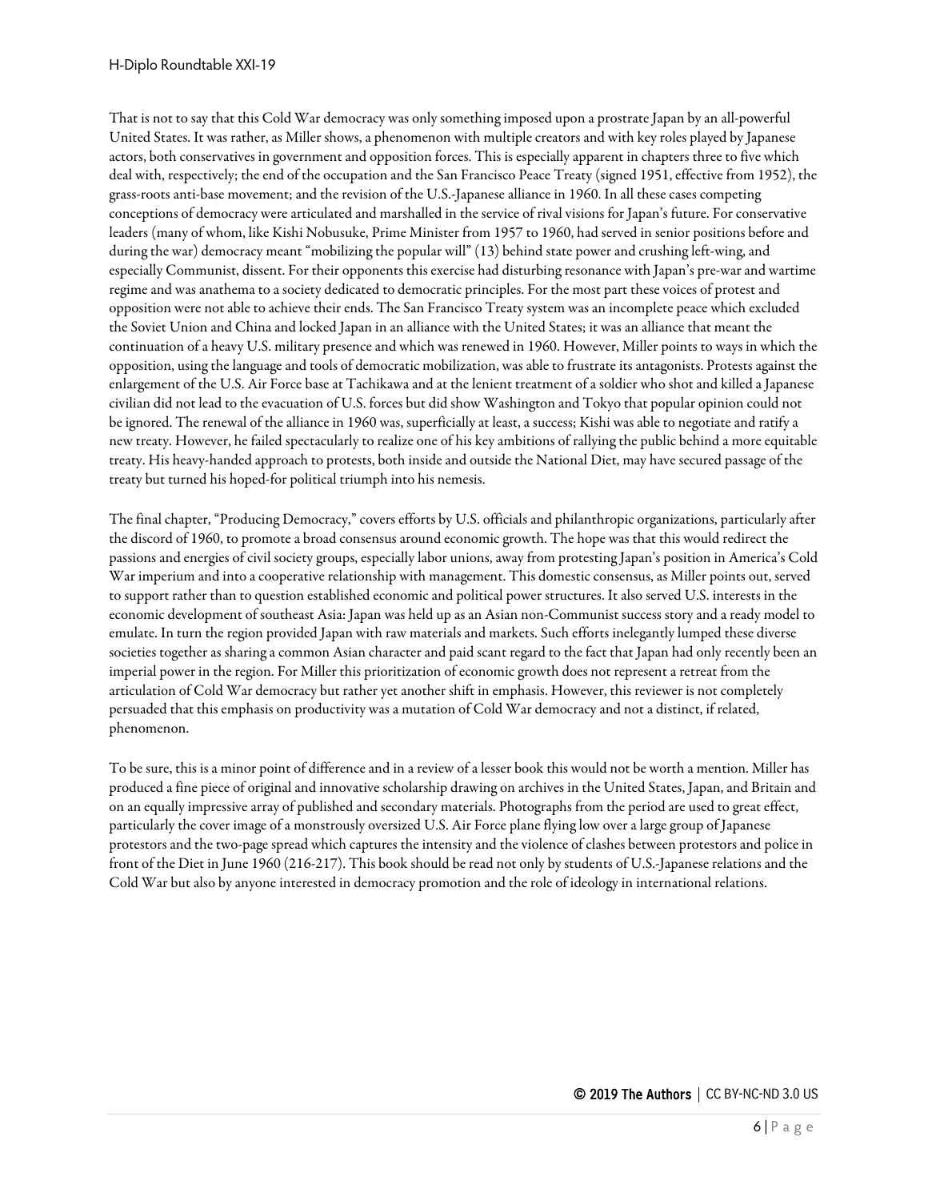That is not to say that this Cold War democracy was only something imposed upon a prostrate Japan by an all-powerful United States. It was rather, as Miller shows, a phenomenon with multiple creators and with key roles played by Japanese actors, both conservatives in government and opposition forces. This is especially apparent in chapters three to five which deal with, respectively; the end of the occupation and the San Francisco Peace Treaty (signed 1951, effective from 1952), the grass-roots anti-base movement; and the revision of the U.S.-Japanese alliance in 1960. In all these cases competing conceptions of democracy were articulated and marshalled in the service of rival visions for Japan's future. For conservative leaders (many of whom, like Kishi Nobusuke, Prime Minister from 1957 to 1960, had served in senior positions before and during the war) democracy meant "mobilizing the popular will" (13) behind state power and crushing left-wing, and especially Communist, dissent. For their opponents this exercise had disturbing resonance with Japan's pre-war and wartime regime and was anathema to a society dedicated to democratic principles. For the most part these voices of protest and opposition were not able to achieve their ends. The San Francisco Treaty system was an incomplete peace which excluded the Soviet Union and China and locked Japan in an alliance with the United States; it was an alliance that meant the continuation of a heavy U.S. military presence and which was renewed in 1960. However, Miller points to ways in which the opposition, using the language and tools of democratic mobilization, was able to frustrate its antagonists. Protests against the enlargement of the U.S. Air Force base at Tachikawa and at the lenient treatment of a soldier who shot and killed a Japanese civilian did not lead to the evacuation of U.S. forces but did show Washington and Tokyo that popular opinion could not be ignored. The renewal of the alliance in 1960 was, superficially at least, a success; Kishi was able to negotiate and ratify a new treaty. However, he failed spectacularly to realize one of his key ambitions of rallying the public behind a more equitable treaty. His heavy-handed approach to protests, both inside and outside the National Diet, may have secured passage of the treaty but turned his hoped-for political triumph into his nemesis.

The final chapter, "Producing Democracy," covers efforts by U.S. officials and philanthropic organizations, particularly after the discord of 1960, to promote a broad consensus around economic growth. The hope was that this would redirect the passions and energies of civil society groups, especially labor unions, away from protesting Japan's position in America's Cold War imperium and into a cooperative relationship with management. This domestic consensus, as Miller points out, served to support rather than to question established economic and political power structures. It also served U.S. interests in the economic development of southeast Asia: Japan was held up as an Asian non-Communist success story and a ready model to emulate. In turn the region provided Japan with raw materials and markets. Such efforts inelegantly lumped these diverse societies together as sharing a common Asian character and paid scant regard to the fact that Japan had only recently been an imperial power in the region. For Miller this prioritization of economic growth does not represent a retreat from the articulation of Cold War democracy but rather yet another shift in emphasis. However, this reviewer is not completely persuaded that this emphasis on productivity was a mutation of Cold War democracy and not a distinct, if related, phenomenon.

To be sure, this is a minor point of difference and in a review of a lesser book this would not be worth a mention. Miller has produced a fine piece of original and innovative scholarship drawing on archives in the United States, Japan, and Britain and on an equally impressive array of published and secondary materials. Photographs from the period are used to great effect, particularly the cover image of a monstrously oversized U.S. Air Force plane flying low over a large group of Japanese protestors and the two-page spread which captures the intensity and the violence of clashes between protestors and police in front of the Diet in June 1960 (216-217). This book should be read not only by students of U.S.-Japanese relations and the Cold War but also by anyone interested in democracy promotion and the role of ideology in international relations.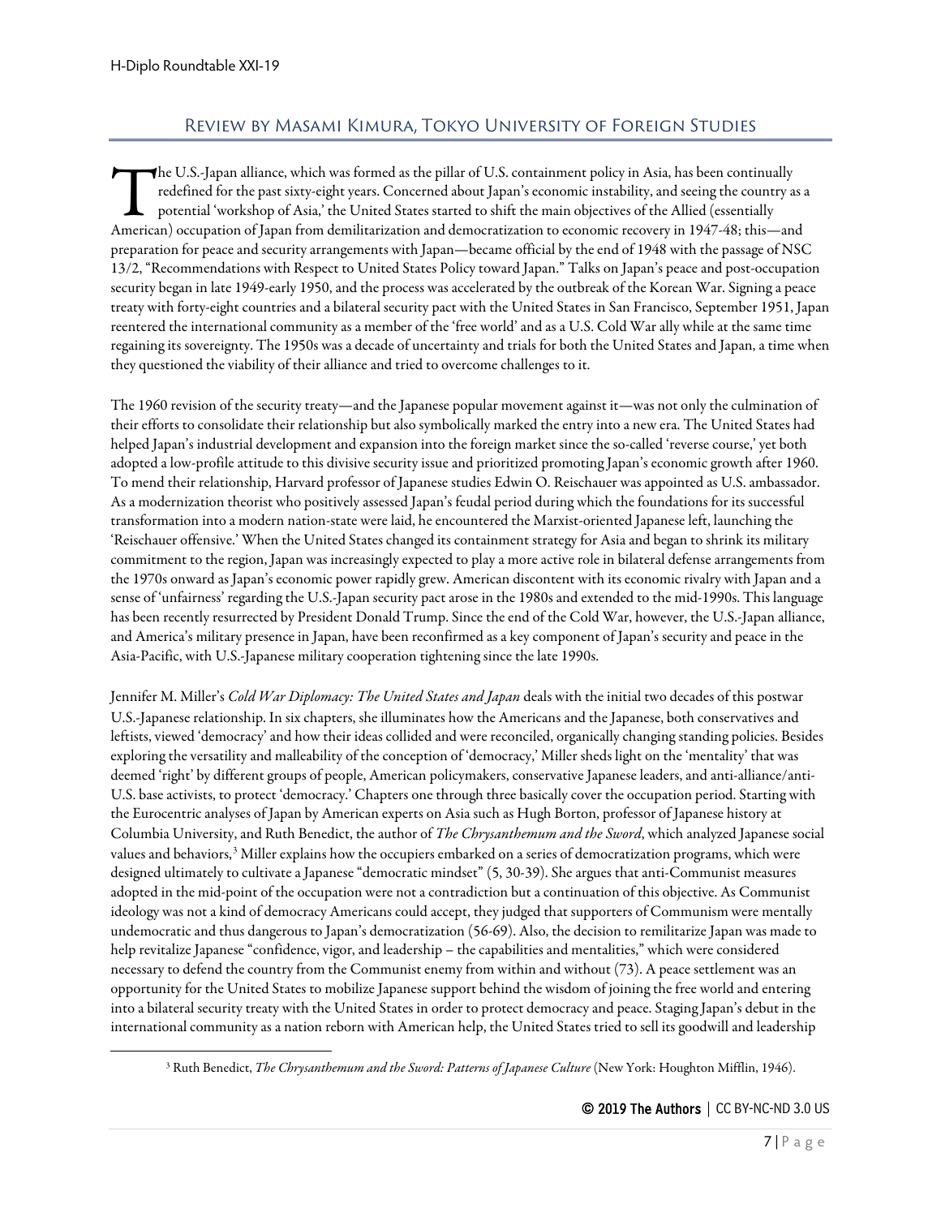## Review by Masami Kimura, Tokyo University of Foreign Studies

The U.S.-Japan alliance, which was formed as the pillar of U.S. containment policy in Asia, has been continually redefined for the past sixty-eight years. Concerned about Japan's economic instability, and seeing the country as a potential 'workshop of Asia,' the United States started to shift the main objectives of the Allied (essentially American) occupation of Japan from demilitarization and democratization to economic recovery in 1947-48; this—and preparation for peace and security arrangements with Japan—became official by the end of 1948 with the passage of NSC 13/2, "Recommendations with Respect to United States Policy toward Japan." Talks on Japan's peace and post-occupation security began in late 1949-early 1950, and the process was accelerated by the outbreak of the Korean War. Signing a peace treaty with forty-eight countries and a bilateral security pact with the United States in San Francisco, September 1951, Japan reentered the international community as a member of the 'free world' and as a U.S. Cold War ally while at the same time regaining its sovereignty. The 1950s was a decade of uncertainty and trials for both the United States and Japan, a time when they questioned the viability of their alliance and tried to overcome challenges to it.

The 1960 revision of the security treaty—and the Japanese popular movement against it—was not only the culmination of their efforts to consolidate their relationship but also symbolically marked the entry into a new era. The United States had helped Japan's industrial development and expansion into the foreign market since the so-called 'reverse course,' yet both adopted a low-profile attitude to this divisive security issue and prioritized promoting Japan's economic growth after 1960. To mend their relationship, Harvard professor of Japanese studies Edwin O. Reischauer was appointed as U.S. ambassador. As a modernization theorist who positively assessed Japan's feudal period during which the foundations for its successful transformation into a modern nation-state were laid, he encountered the Marxist-oriented Japanese left, launching the 'Reischauer offensive.' When the United States changed its containment strategy for Asia and began to shrink its military commitment to the region, Japan was increasingly expected to play a more active role in bilateral defense arrangements from the 1970s onward as Japan's economic power rapidly grew. American discontent with its economic rivalry with Japan and a sense of 'unfairness' regarding the U.S.-Japan security pact arose in the 1980s and extended to the mid-1990s. This language has been recently resurrected by President Donald Trump. Since the end of the Cold War, however, the U.S.-Japan alliance, and America's military presence in Japan, have been reconfirmed as a key component of Japan's security and peace in the Asia-Pacific, with U.S.-Japanese military cooperation tightening since the late 1990s.

Jennifer M. Miller's *Cold War Diplomacy: The United States and Japan* deals with the initial two decades of this postwar U.S.-Japanese relationship. In six chapters, she illuminates how the Americans and the Japanese, both conservatives and leftists, viewed 'democracy' and how their ideas collided and were reconciled, organically changing standing policies. Besides exploring the versatility and malleability of the conception of 'democracy,' Miller sheds light on the 'mentality' that was deemed 'right' by different groups of people, American policymakers, conservative Japanese leaders, and anti-alliance/anti-U.S. base activists, to protect 'democracy.' Chapters one through three basically cover the occupation period. Starting with the Eurocentric analyses of Japan by American experts on Asia such as Hugh Borton, professor of Japanese history at Columbia University, and Ruth Benedict, the author of *The Chrysanthemum and the Sword*, which analyzed Japanese social values and behaviors,[3] Miller explains how the occupiers embarked on a series of democratization programs, which were designed ultimately to cultivate a Japanese "democratic mindset" (5, 30-39). She argues that anti-Communist measures adopted in the mid-point of the occupation were not a contradiction but a continuation of this objective. As Communist ideology was not a kind of democracy Americans could accept, they judged that supporters of Communism were mentally undemocratic and thus dangerous to Japan's democratization (56-69). Also, the decision to remilitarize Japan was made to help revitalize Japanese "confidence, vigor, and leadership – the capabilities and mentalities," which were considered necessary to defend the country from the Communist enemy from within and without (73). A peace settlement was an opportunity for the United States to mobilize Japanese support behind the wisdom of joining the free world and entering into a bilateral security treaty with the United States in order to protect democracy and peace. Staging Japan's debut in the international community as a nation reborn with American help, the United States tried to sell its goodwill and leadership

[3] Ruth Benedict, *The Chrysanthemum and the Sword: Patterns of Japanese Culture* (New York: Houghton Mifflin, 1946).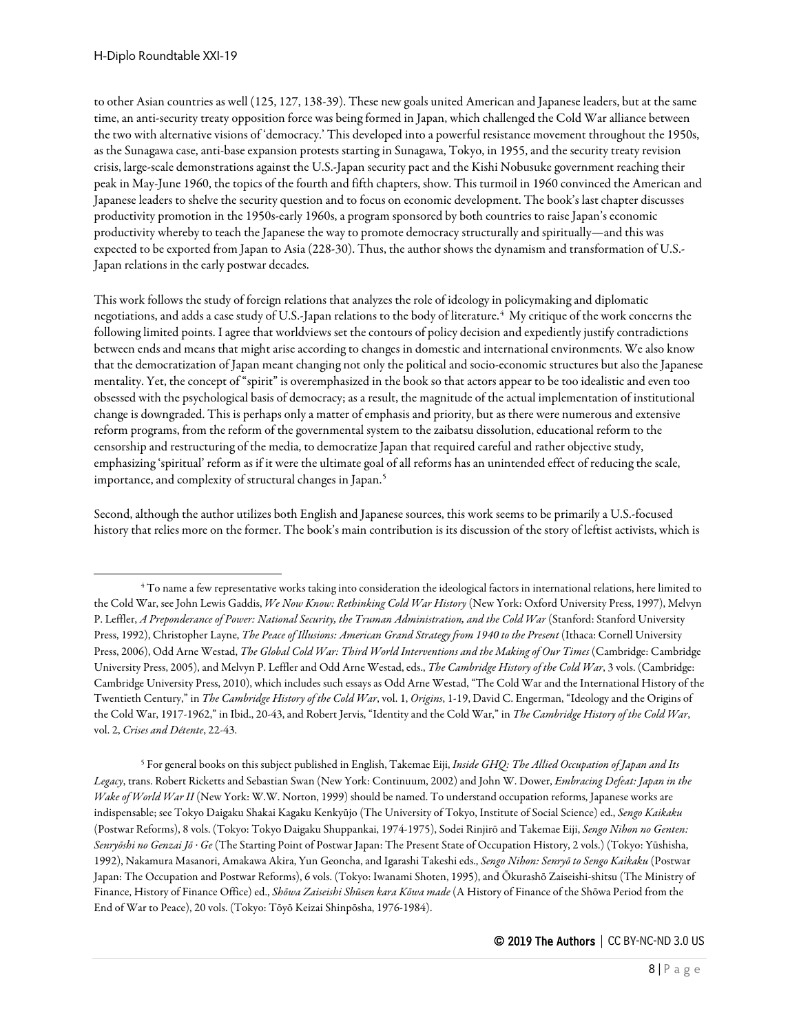to other Asian countries as well (125, 127, 138-39). These new goals united American and Japanese leaders, but at the same time, an anti-security treaty opposition force was being formed in Japan, which challenged the Cold War alliance between the two with alternative visions of 'democracy.' This developed into a powerful resistance movement throughout the 1950s, as the Sunagawa case, anti-base expansion protests starting in Sunagawa, Tokyo, in 1955, and the security treaty revision crisis, large-scale demonstrations against the U.S.-Japan security pact and the Kishi Nobusuke government reaching their peak in May-June 1960, the topics of the fourth and fifth chapters, show. This turmoil in 1960 convinced the American and Japanese leaders to shelve the security question and to focus on economic development. The book's last chapter discusses productivity promotion in the 1950s-early 1960s, a program sponsored by both countries to raise Japan's economic productivity whereby to teach the Japanese the way to promote democracy structurally and spiritually—and this was expected to be exported from Japan to Asia (228-30). Thus, the author shows the dynamism and transformation of U.S.-Japan relations in the early postwar decades.

This work follows the study of foreign relations that analyzes the role of ideology in policymaking and diplomatic negotiations, and adds a case study of U.S.-Japan relations to the body of literature.[4] My critique of the work concerns the following limited points. I agree that worldviews set the contours of policy decision and expediently justify contradictions between ends and means that might arise according to changes in domestic and international environments. We also know that the democratization of Japan meant changing not only the political and socio-economic structures but also the Japanese mentality. Yet, the concept of "spirit" is overemphasized in the book so that actors appear to be too idealistic and even too obsessed with the psychological basis of democracy; as a result, the magnitude of the actual implementation of institutional change is downgraded. This is perhaps only a matter of emphasis and priority, but as there were numerous and extensive reform programs, from the reform of the governmental system to the zaibatsu dissolution, educational reform to the censorship and restructuring of the media, to democratize Japan that required careful and rather objective study, emphasizing 'spiritual' reform as if it were the ultimate goal of all reforms has an unintended effect of reducing the scale, importance, and complexity of structural changes in Japan.[5]

Second, although the author utilizes both English and Japanese sources, this work seems to be primarily a U.S.-focused history that relies more on the former. The book's main contribution is its discussion of the story of leftist activists, which is

---

[4] To name a few representative works taking into consideration the ideological factors in international relations, here limited to the Cold War, see John Lewis Gaddis, *We Now Know: Rethinking Cold War History* (New York: Oxford University Press, 1997), Melvyn P. Leffler, *A Preponderance of Power: National Security, the Truman Administration, and the Cold War* (Stanford: Stanford University Press, 1992), Christopher Layne, *The Peace of Illusions: American Grand Strategy from 1940 to the Present* (Ithaca: Cornell University Press, 2006), Odd Arne Westad, *The Global Cold War: Third World Interventions and the Making of Our Times* (Cambridge: Cambridge University Press, 2005), and Melvyn P. Leffler and Odd Arne Westad, eds., *The Cambridge History of the Cold War*, 3 vols. (Cambridge: Cambridge University Press, 2010), which includes such essays as Odd Arne Westad, "The Cold War and the International History of the Twentieth Century," in *The Cambridge History of the Cold War*, vol. 1, *Origins*, 1-19, David C. Engerman, "Ideology and the Origins of the Cold War, 1917-1962," in Ibid., 20-43, and Robert Jervis, "Identity and the Cold War," in *The Cambridge History of the Cold War*, vol. 2, *Crises and Détente*, 22-43.

[5] For general books on this subject published in English, Takemae Eiji, *Inside GHQ: The Allied Occupation of Japan and Its Legacy*, trans. Robert Ricketts and Sebastian Swan (New York: Continuum, 2002) and John W. Dower, *Embracing Defeat: Japan in the Wake of World War II* (New York: W.W. Norton, 1999) should be named. To understand occupation reforms, Japanese works are indispensable; see Tokyo Daigaku Shakai Kagaku Kenkyūjo (The University of Tokyo, Institute of Social Science) ed., *Sengo Kaikaku* (Postwar Reforms), 8 vols. (Tokyo: Tokyo Daigaku Shuppankai, 1974-1975), Sodei Rinjirō and Takemae Eiji, *Sengo Nihon no Genten: Senryōshi no Genzai Jō · Ge* (The Starting Point of Postwar Japan: The Present State of Occupation History, 2 vols.) (Tokyo: Yūshisha, 1992), Nakamura Masanori, Amakawa Akira, Yun Geoncha, and Igarashi Takeshi eds., *Sengo Nihon: Senryō to Sengo Kaikaku* (Postwar Japan: The Occupation and Postwar Reforms), 6 vols. (Tokyo: Iwanami Shoten, 1995), and Ōkurashō Zaiseishi-shitsu (The Ministry of Finance, History of Finance Office) ed., *Shōwa Zaiseishi Shūsen kara Kōwa made* (A History of Finance of the Shōwa Period from the End of War to Peace), 20 vols. (Tokyo: Tōyō Keizai Shinpōsha, 1976-1984).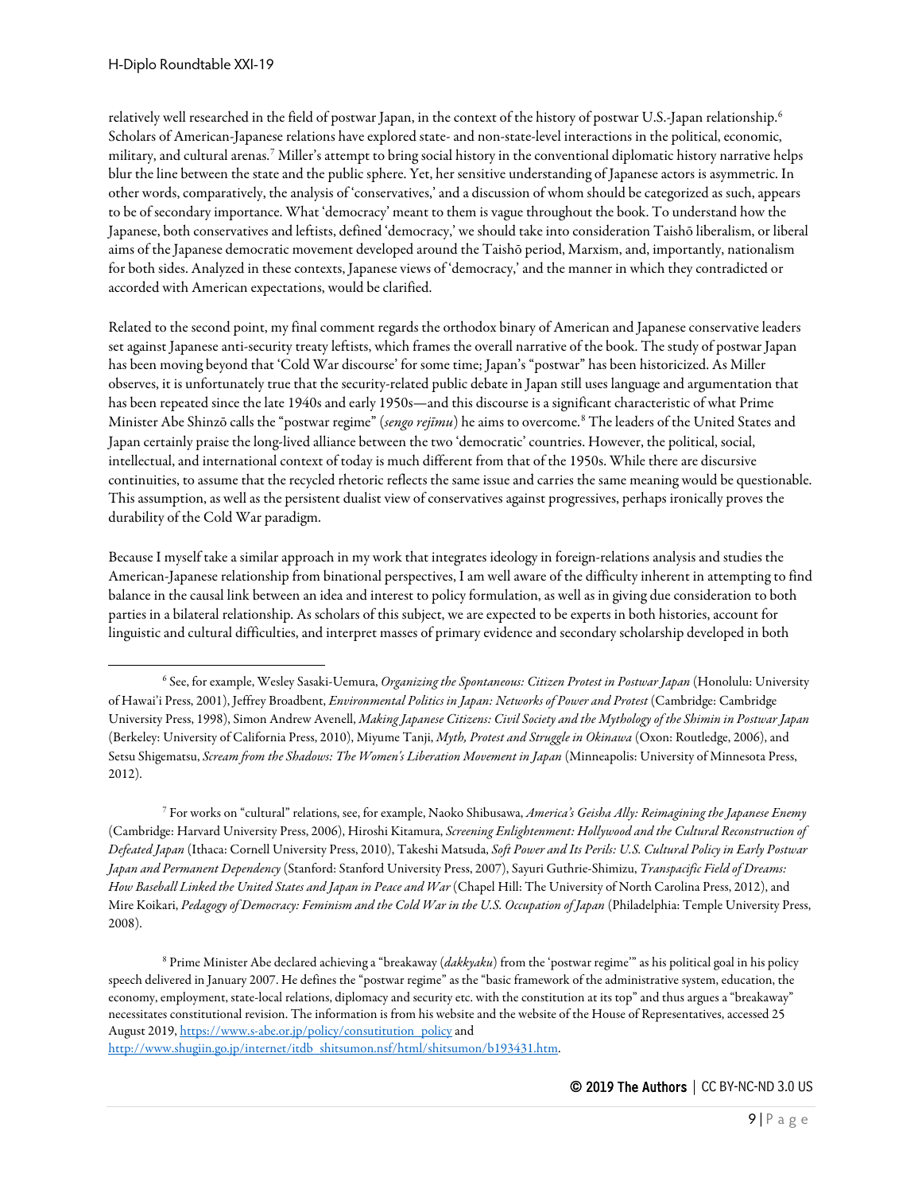relatively well researched in the field of postwar Japan, in the context of the history of postwar U.S.-Japan relationship.[6] Scholars of American-Japanese relations have explored state- and non-state-level interactions in the political, economic, military, and cultural arenas.[7] Miller's attempt to bring social history in the conventional diplomatic history narrative helps blur the line between the state and the public sphere. Yet, her sensitive understanding of Japanese actors is asymmetric. In other words, comparatively, the analysis of 'conservatives,' and a discussion of whom should be categorized as such, appears to be of secondary importance. What 'democracy' meant to them is vague throughout the book. To understand how the Japanese, both conservatives and leftists, defined 'democracy,' we should take into consideration Taishō liberalism, or liberal aims of the Japanese democratic movement developed around the Taishō period, Marxism, and, importantly, nationalism for both sides. Analyzed in these contexts, Japanese views of 'democracy,' and the manner in which they contradicted or accorded with American expectations, would be clarified.

Related to the second point, my final comment regards the orthodox binary of American and Japanese conservative leaders set against Japanese anti-security treaty leftists, which frames the overall narrative of the book. The study of postwar Japan has been moving beyond that 'Cold War discourse' for some time; Japan's "postwar" has been historicized. As Miller observes, it is unfortunately true that the security-related public debate in Japan still uses language and argumentation that has been repeated since the late 1940s and early 1950s—and this discourse is a significant characteristic of what Prime Minister Abe Shinzō calls the "postwar regime" (*sengo rejīmu*) he aims to overcome.[8] The leaders of the United States and Japan certainly praise the long-lived alliance between the two 'democratic' countries. However, the political, social, intellectual, and international context of today is much different from that of the 1950s. While there are discursive continuities, to assume that the recycled rhetoric reflects the same issue and carries the same meaning would be questionable. This assumption, as well as the persistent dualist view of conservatives against progressives, perhaps ironically proves the durability of the Cold War paradigm.

Because I myself take a similar approach in my work that integrates ideology in foreign-relations analysis and studies the American-Japanese relationship from binational perspectives, I am well aware of the difficulty inherent in attempting to find balance in the causal link between an idea and interest to policy formulation, as well as in giving due consideration to both parties in a bilateral relationship. As scholars of this subject, we are expected to be experts in both histories, account for linguistic and cultural difficulties, and interpret masses of primary evidence and secondary scholarship developed in both

---

[6] See, for example, Wesley Sasaki-Uemura, *Organizing the Spontaneous: Citizen Protest in Postwar Japan* (Honolulu: University of Hawai'i Press, 2001), Jeffrey Broadbent, *Environmental Politics in Japan: Networks of Power and Protest* (Cambridge: Cambridge University Press, 1998), Simon Andrew Avenell, *Making Japanese Citizens: Civil Society and the Mythology of the Shimin in Postwar Japan* (Berkeley: University of California Press, 2010), Miyume Tanji, *Myth, Protest and Struggle in Okinawa* (Oxon: Routledge, 2006), and Setsu Shigematsu, *Scream from the Shadows: The Women's Liberation Movement in Japan* (Minneapolis: University of Minnesota Press, 2012).

[7] For works on "cultural" relations, see, for example, Naoko Shibusawa, *America's Geisha Ally: Reimagining the Japanese Enemy* (Cambridge: Harvard University Press, 2006), Hiroshi Kitamura, *Screening Enlightenment: Hollywood and the Cultural Reconstruction of Defeated Japan* (Ithaca: Cornell University Press, 2010), Takeshi Matsuda, *Soft Power and Its Perils: U.S. Cultural Policy in Early Postwar Japan and Permanent Dependency* (Stanford: Stanford University Press, 2007), Sayuri Guthrie-Shimizu, *Transpacific Field of Dreams: How Baseball Linked the United States and Japan in Peace and War* (Chapel Hill: The University of North Carolina Press, 2012), and Mire Koikari, *Pedagogy of Democracy: Feminism and the Cold War in the U.S. Occupation of Japan* (Philadelphia: Temple University Press, 2008).

[8] Prime Minister Abe declared achieving a "breakaway (*dakkyaku*) from the 'postwar regime'" as his political goal in his policy speech delivered in January 2007. He defines the "postwar regime" as the "basic framework of the administrative system, education, the economy, employment, state-local relations, diplomacy and security etc. with the constitution at its top" and thus argues a "breakaway" necessitates constitutional revision. The information is from his website and the website of the House of Representatives, accessed 25 August 2019, https://www.s-abe.or.jp/policy/consutitution_policy and http://www.shugiin.go.jp/internet/itdb_shitsumon.nsf/html/shitsumon/b193431.htm.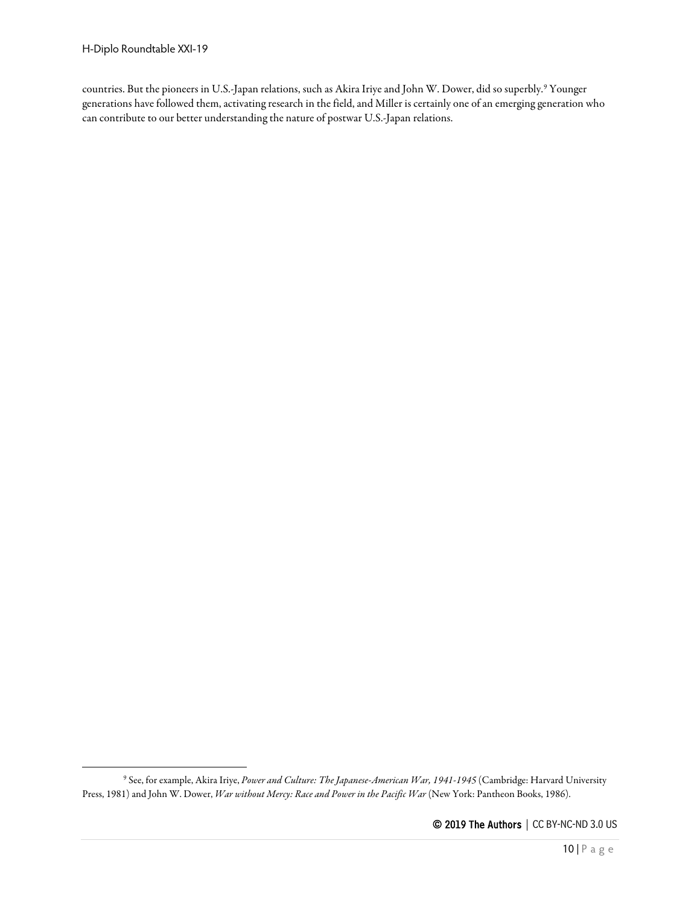countries. But the pioneers in U.S.-Japan relations, such as Akira Iriye and John W. Dower, did so superbly.[9] Younger generations have followed them, activating research in the field, and Miller is certainly one of an emerging generation who can contribute to our better understanding the nature of postwar U.S.-Japan relations.

---

[9] See, for example, Akira Iriye, *Power and Culture: The Japanese-American War, 1941-1945* (Cambridge: Harvard University Press, 1981) and John W. Dower, *War without Mercy: Race and Power in the Pacific War* (New York: Pantheon Books, 1986).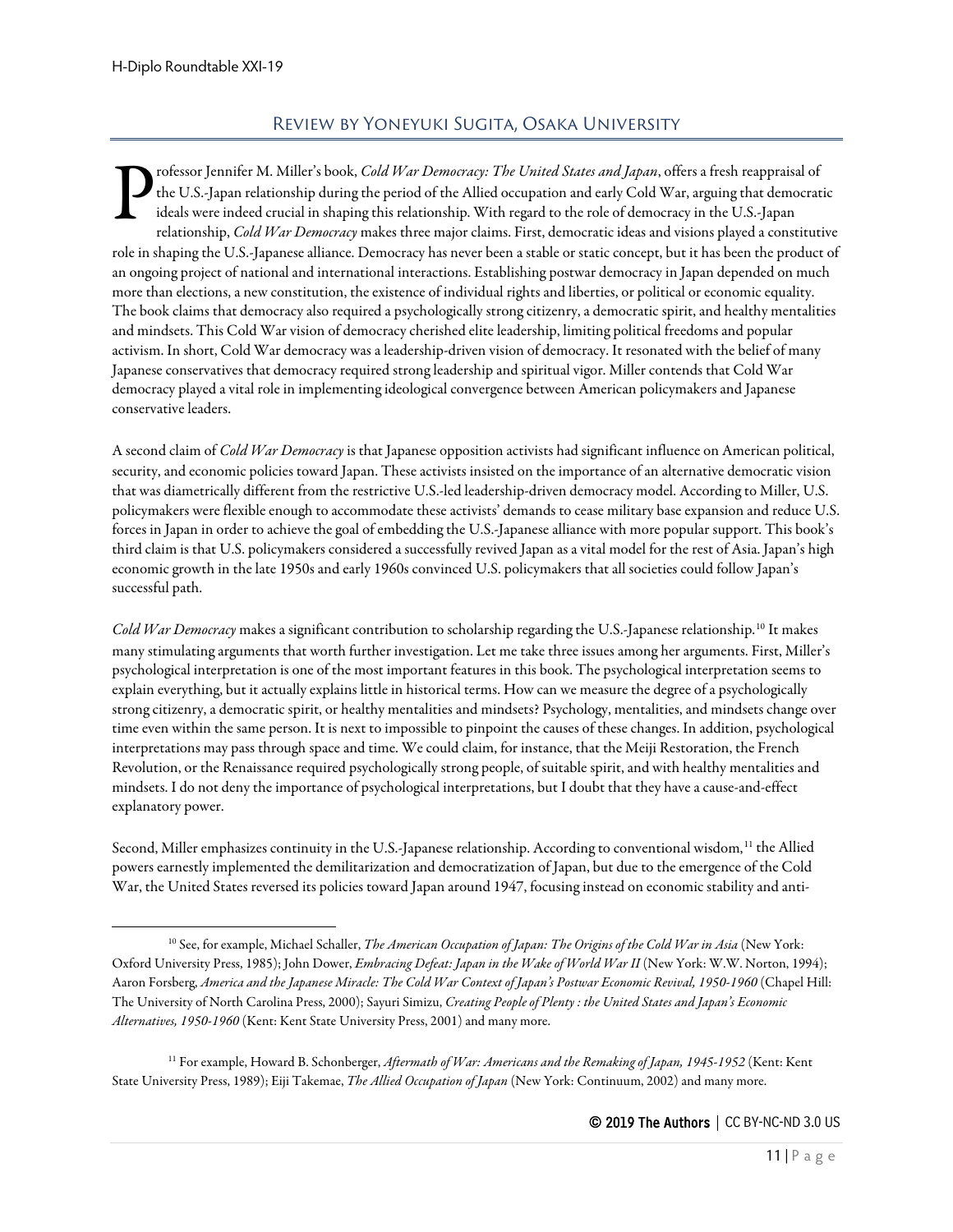## Review by Yoneyuki Sugita, Osaka University

Professor Jennifer M. Miller's book, *Cold War Democracy: The United States and Japan*, offers a fresh reappraisal of the U.S.-Japan relationship during the period of the Allied occupation and early Cold War, arguing that democratic ideals were indeed crucial in shaping this relationship. With regard to the role of democracy in the U.S.-Japan relationship, *Cold War Democracy* makes three major claims. First, democratic ideas and visions played a constitutive role in shaping the U.S.-Japanese alliance. Democracy has never been a stable or static concept, but it has been the product of an ongoing project of national and international interactions. Establishing postwar democracy in Japan depended on much more than elections, a new constitution, the existence of individual rights and liberties, or political or economic equality. The book claims that democracy also required a psychologically strong citizenry, a democratic spirit, and healthy mentalities and mindsets. This Cold War vision of democracy cherished elite leadership, limiting political freedoms and popular activism. In short, Cold War democracy was a leadership-driven vision of democracy. It resonated with the belief of many Japanese conservatives that democracy required strong leadership and spiritual vigor. Miller contends that Cold War democracy played a vital role in implementing ideological convergence between American policymakers and Japanese conservative leaders.

A second claim of *Cold War Democracy* is that Japanese opposition activists had significant influence on American political, security, and economic policies toward Japan. These activists insisted on the importance of an alternative democratic vision that was diametrically different from the restrictive U.S.-led leadership-driven democracy model. According to Miller, U.S. policymakers were flexible enough to accommodate these activists' demands to cease military base expansion and reduce U.S. forces in Japan in order to achieve the goal of embedding the U.S.-Japanese alliance with more popular support. This book's third claim is that U.S. policymakers considered a successfully revived Japan as a vital model for the rest of Asia. Japan's high economic growth in the late 1950s and early 1960s convinced U.S. policymakers that all societies could follow Japan's successful path.

*Cold War Democracy* makes a significant contribution to scholarship regarding the U.S.-Japanese relationship.[10] It makes many stimulating arguments that worth further investigation. Let me take three issues among her arguments. First, Miller's psychological interpretation is one of the most important features in this book. The psychological interpretation seems to explain everything, but it actually explains little in historical terms. How can we measure the degree of a psychologically strong citizenry, a democratic spirit, or healthy mentalities and mindsets? Psychology, mentalities, and mindsets change over time even within the same person. It is next to impossible to pinpoint the causes of these changes. In addition, psychological interpretations may pass through space and time. We could claim, for instance, that the Meiji Restoration, the French Revolution, or the Renaissance required psychologically strong people, of suitable spirit, and with healthy mentalities and mindsets. I do not deny the importance of psychological interpretations, but I doubt that they have a cause-and-effect explanatory power.

Second, Miller emphasizes continuity in the U.S.-Japanese relationship. According to conventional wisdom,[11] the Allied powers earnestly implemented the demilitarization and democratization of Japan, but due to the emergence of the Cold War, the United States reversed its policies toward Japan around 1947, focusing instead on economic stability and anti-

---

[10] See, for example, Michael Schaller, *The American Occupation of Japan: The Origins of the Cold War in Asia* (New York: Oxford University Press, 1985); John Dower, *Embracing Defeat: Japan in the Wake of World War II* (New York: W.W. Norton, 1994); Aaron Forsberg, *America and the Japanese Miracle: The Cold War Context of Japan's Postwar Economic Revival, 1950-1960* (Chapel Hill: The University of North Carolina Press, 2000); Sayuri Simizu, *Creating People of Plenty : the United States and Japan's Economic Alternatives, 1950-1960* (Kent: Kent State University Press, 2001) and many more.

[11] For example, Howard B. Schonberger, *Aftermath of War: Americans and the Remaking of Japan, 1945-1952* (Kent: Kent State University Press, 1989); Eiji Takemae, *The Allied Occupation of Japan* (New York: Continuum, 2002) and many more.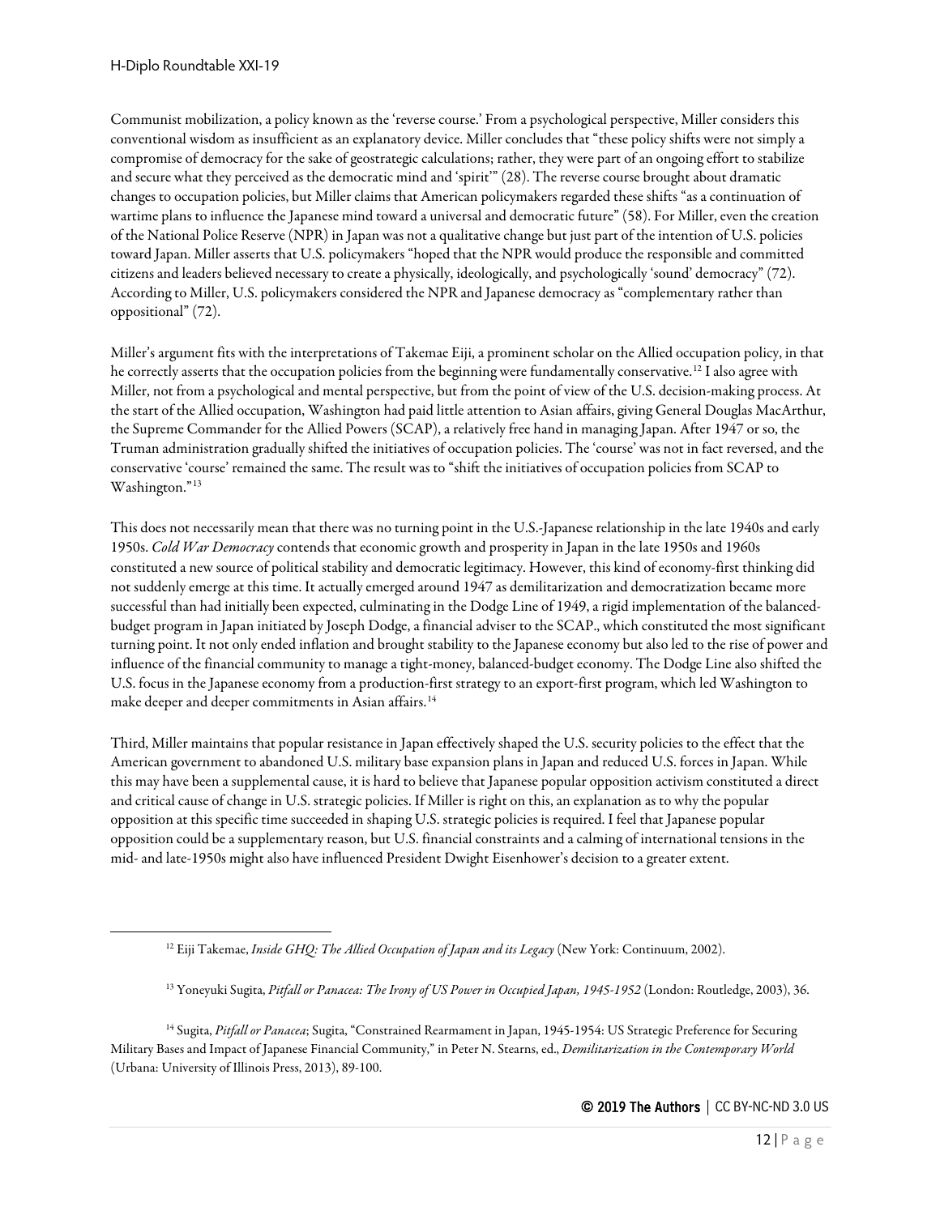Communist mobilization, a policy known as the 'reverse course.' From a psychological perspective, Miller considers this conventional wisdom as insufficient as an explanatory device. Miller concludes that "these policy shifts were not simply a compromise of democracy for the sake of geostrategic calculations; rather, they were part of an ongoing effort to stabilize and secure what they perceived as the democratic mind and 'spirit'" (28). The reverse course brought about dramatic changes to occupation policies, but Miller claims that American policymakers regarded these shifts "as a continuation of wartime plans to influence the Japanese mind toward a universal and democratic future" (58). For Miller, even the creation of the National Police Reserve (NPR) in Japan was not a qualitative change but just part of the intention of U.S. policies toward Japan. Miller asserts that U.S. policymakers "hoped that the NPR would produce the responsible and committed citizens and leaders believed necessary to create a physically, ideologically, and psychologically 'sound' democracy" (72). According to Miller, U.S. policymakers considered the NPR and Japanese democracy as "complementary rather than oppositional" (72).

Miller's argument fits with the interpretations of Takemae Eiji, a prominent scholar on the Allied occupation policy, in that he correctly asserts that the occupation policies from the beginning were fundamentally conservative.[12] I also agree with Miller, not from a psychological and mental perspective, but from the point of view of the U.S. decision-making process. At the start of the Allied occupation, Washington had paid little attention to Asian affairs, giving General Douglas MacArthur, the Supreme Commander for the Allied Powers (SCAP), a relatively free hand in managing Japan. After 1947 or so, the Truman administration gradually shifted the initiatives of occupation policies. The 'course' was not in fact reversed, and the conservative 'course' remained the same. The result was to "shift the initiatives of occupation policies from SCAP to Washington."[13]

This does not necessarily mean that there was no turning point in the U.S.-Japanese relationship in the late 1940s and early 1950s. *Cold War Democracy* contends that economic growth and prosperity in Japan in the late 1950s and 1960s constituted a new source of political stability and democratic legitimacy. However, this kind of economy-first thinking did not suddenly emerge at this time. It actually emerged around 1947 as demilitarization and democratization became more successful than had initially been expected, culminating in the Dodge Line of 1949, a rigid implementation of the balanced-budget program in Japan initiated by Joseph Dodge, a financial adviser to the SCAP., which constituted the most significant turning point. It not only ended inflation and brought stability to the Japanese economy but also led to the rise of power and influence of the financial community to manage a tight-money, balanced-budget economy. The Dodge Line also shifted the U.S. focus in the Japanese economy from a production-first strategy to an export-first program, which led Washington to make deeper and deeper commitments in Asian affairs.[14]

Third, Miller maintains that popular resistance in Japan effectively shaped the U.S. security policies to the effect that the American government to abandoned U.S. military base expansion plans in Japan and reduced U.S. forces in Japan. While this may have been a supplemental cause, it is hard to believe that Japanese popular opposition activism constituted a direct and critical cause of change in U.S. strategic policies. If Miller is right on this, an explanation as to why the popular opposition at this specific time succeeded in shaping U.S. strategic policies is required. I feel that Japanese popular opposition could be a supplementary reason, but U.S. financial constraints and a calming of international tensions in the mid- and late-1950s might also have influenced President Dwight Eisenhower's decision to a greater extent.

---

[12] Eiji Takemae, *Inside GHQ: The Allied Occupation of Japan and its Legacy* (New York: Continuum, 2002).

[13] Yoneyuki Sugita, *Pitfall or Panacea: The Irony of US Power in Occupied Japan, 1945-1952* (London: Routledge, 2003), 36.

[14] Sugita, *Pitfall or Panacea*; Sugita, "Constrained Rearmament in Japan, 1945-1954: US Strategic Preference for Securing Military Bases and Impact of Japanese Financial Community," in Peter N. Stearns, ed., *Demilitarization in the Contemporary World* (Urbana: University of Illinois Press, 2013), 89-100.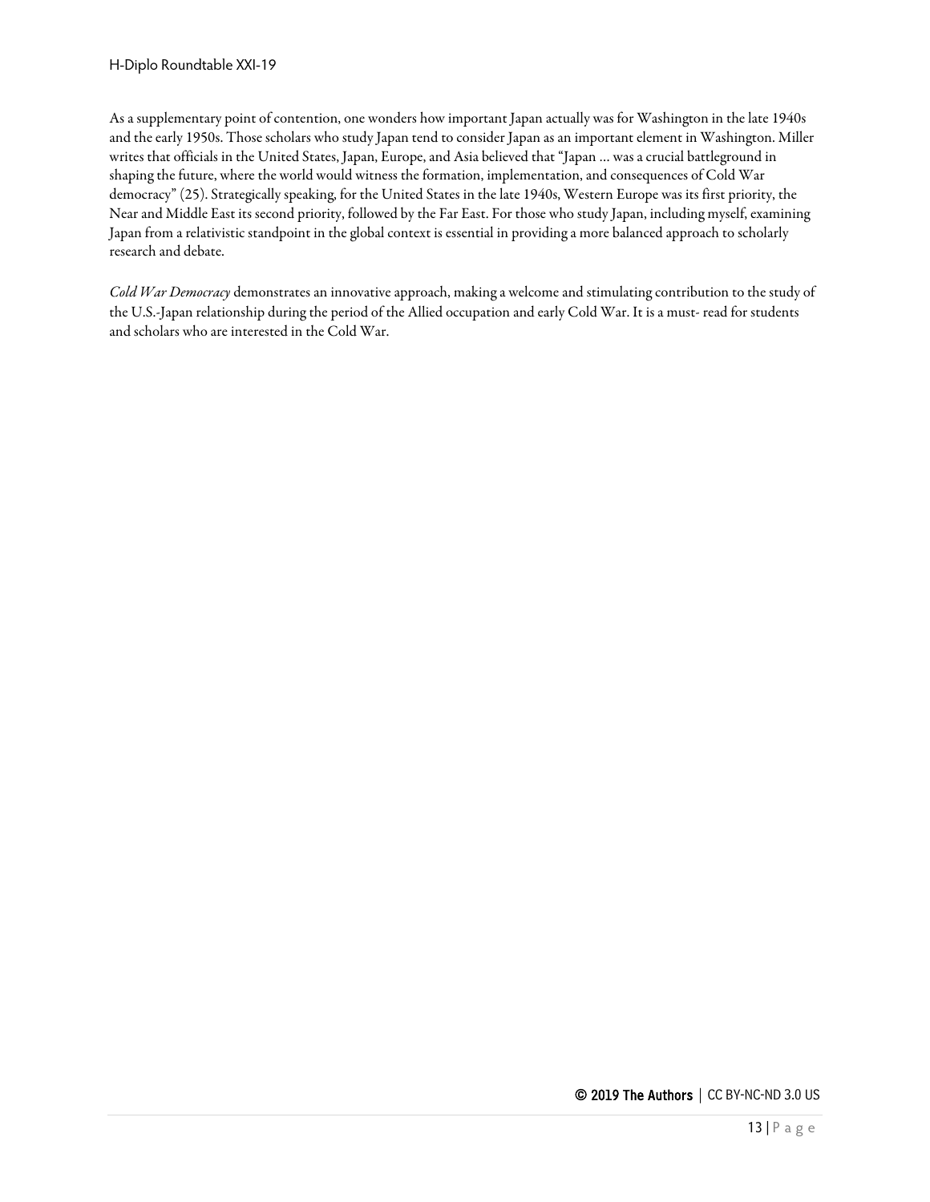As a supplementary point of contention, one wonders how important Japan actually was for Washington in the late 1940s and the early 1950s. Those scholars who study Japan tend to consider Japan as an important element in Washington. Miller writes that officials in the United States, Japan, Europe, and Asia believed that "Japan … was a crucial battleground in shaping the future, where the world would witness the formation, implementation, and consequences of Cold War democracy" (25). Strategically speaking, for the United States in the late 1940s, Western Europe was its first priority, the Near and Middle East its second priority, followed by the Far East. For those who study Japan, including myself, examining Japan from a relativistic standpoint in the global context is essential in providing a more balanced approach to scholarly research and debate.

*Cold War Democracy* demonstrates an innovative approach, making a welcome and stimulating contribution to the study of the U.S.-Japan relationship during the period of the Allied occupation and early Cold War. It is a must- read for students and scholars who are interested in the Cold War.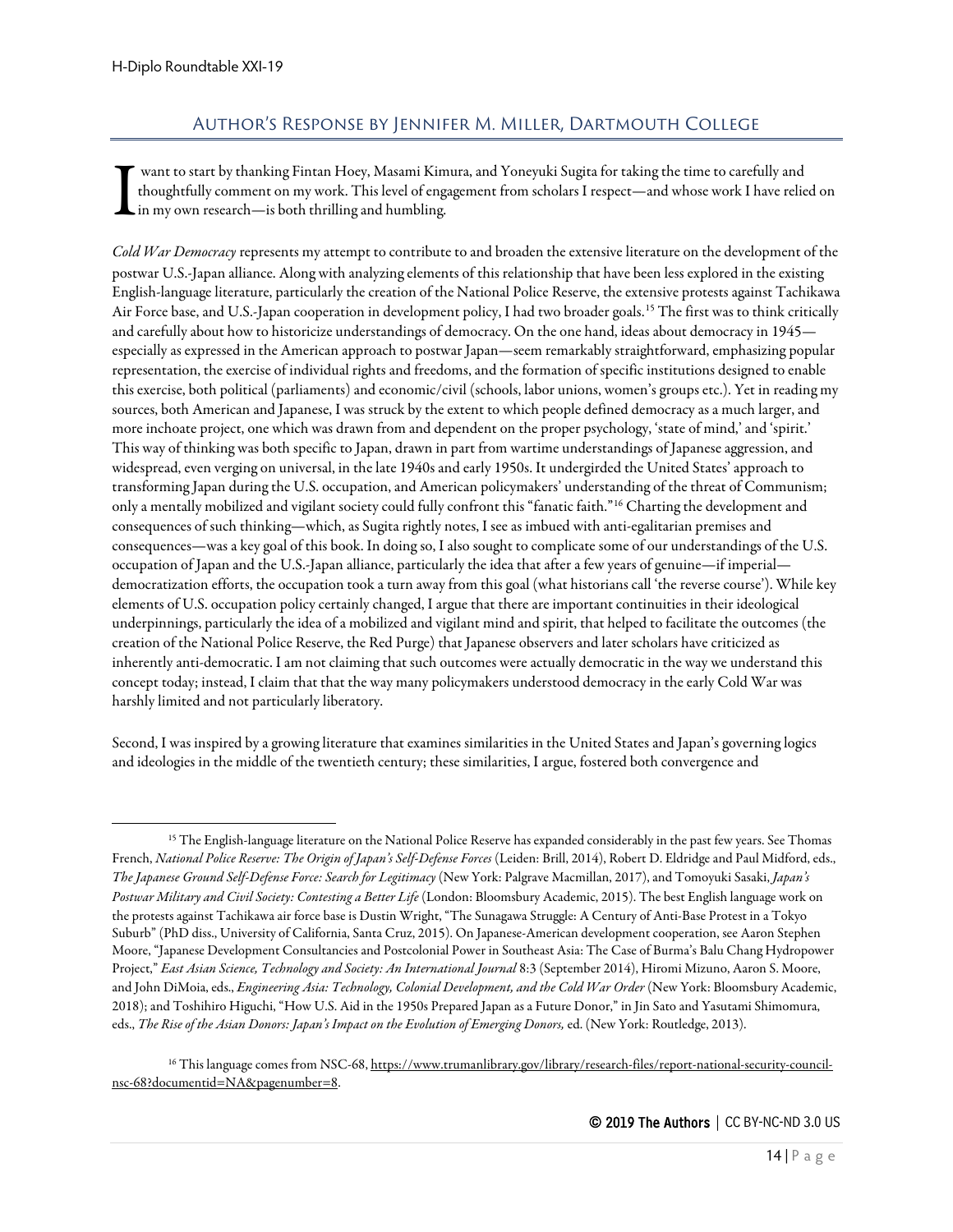## Author's Response by Jennifer M. Miller, Dartmouth College

I want to start by thanking Fintan Hoey, Masami Kimura, and Yoneyuki Sugita for taking the time to carefully and thoughtfully comment on my work. This level of engagement from scholars I respect—and whose work I have relied on in my own research—is both thrilling and humbling.

*Cold War Democracy* represents my attempt to contribute to and broaden the extensive literature on the development of the postwar U.S.-Japan alliance. Along with analyzing elements of this relationship that have been less explored in the existing English-language literature, particularly the creation of the National Police Reserve, the extensive protests against Tachikawa Air Force base, and U.S.-Japan cooperation in development policy, I had two broader goals.[15] The first was to think critically and carefully about how to historicize understandings of democracy. On the one hand, ideas about democracy in 1945—especially as expressed in the American approach to postwar Japan—seem remarkably straightforward, emphasizing popular representation, the exercise of individual rights and freedoms, and the formation of specific institutions designed to enable this exercise, both political (parliaments) and economic/civil (schools, labor unions, women's groups etc.). Yet in reading my sources, both American and Japanese, I was struck by the extent to which people defined democracy as a much larger, and more inchoate project, one which was drawn from and dependent on the proper psychology, 'state of mind,' and 'spirit.' This way of thinking was both specific to Japan, drawn in part from wartime understandings of Japanese aggression, and widespread, even verging on universal, in the late 1940s and early 1950s. It undergirded the United States' approach to transforming Japan during the U.S. occupation, and American policymakers' understanding of the threat of Communism; only a mentally mobilized and vigilant society could fully confront this "fanatic faith."[16] Charting the development and consequences of such thinking—which, as Sugita rightly notes, I see as imbued with anti-egalitarian premises and consequences—was a key goal of this book. In doing so, I also sought to complicate some of our understandings of the U.S. occupation of Japan and the U.S.-Japan alliance, particularly the idea that after a few years of genuine—if imperial—democratization efforts, the occupation took a turn away from this goal (what historians call 'the reverse course'). While key elements of U.S. occupation policy certainly changed, I argue that there are important continuities in their ideological underpinnings, particularly the idea of a mobilized and vigilant mind and spirit, that helped to facilitate the outcomes (the creation of the National Police Reserve, the Red Purge) that Japanese observers and later scholars have criticized as inherently anti-democratic. I am not claiming that such outcomes were actually democratic in the way we understand this concept today; instead, I claim that that the way many policymakers understood democracy in the early Cold War was harshly limited and not particularly liberatory.

Second, I was inspired by a growing literature that examines similarities in the United States and Japan's governing logics and ideologies in the middle of the twentieth century; these similarities, I argue, fostered both convergence and

---

[15] The English-language literature on the National Police Reserve has expanded considerably in the past few years. See Thomas French, *National Police Reserve: The Origin of Japan's Self-Defense Forces* (Leiden: Brill, 2014), Robert D. Eldridge and Paul Midford, eds., *The Japanese Ground Self-Defense Force: Search for Legitimacy* (New York: Palgrave Macmillan, 2017), and Tomoyuki Sasaki, *Japan's Postwar Military and Civil Society: Contesting a Better Life* (London: Bloomsbury Academic, 2015). The best English language work on the protests against Tachikawa air force base is Dustin Wright, "The Sunagawa Struggle: A Century of Anti-Base Protest in a Tokyo Suburb" (PhD diss., University of California, Santa Cruz, 2015). On Japanese-American development cooperation, see Aaron Stephen Moore, "Japanese Development Consultancies and Postcolonial Power in Southeast Asia: The Case of Burma's Balu Chang Hydropower Project," *East Asian Science, Technology and Society: An International Journal* 8:3 (September 2014), Hiromi Mizuno, Aaron S. Moore, and John DiMoia, eds., *Engineering Asia: Technology, Colonial Development, and the Cold War Order* (New York: Bloomsbury Academic, 2018); and Toshihiro Higuchi, "How U.S. Aid in the 1950s Prepared Japan as a Future Donor," in Jin Sato and Yasutami Shimomura, eds., *The Rise of the Asian Donors: Japan's Impact on the Evolution of Emerging Donors,* ed. (New York: Routledge, 2013).

[16] This language comes from NSC-68, https://www.trumanlibrary.gov/library/research-files/report-national-security-council-nsc-68?documentid=NA&pagenumber=8.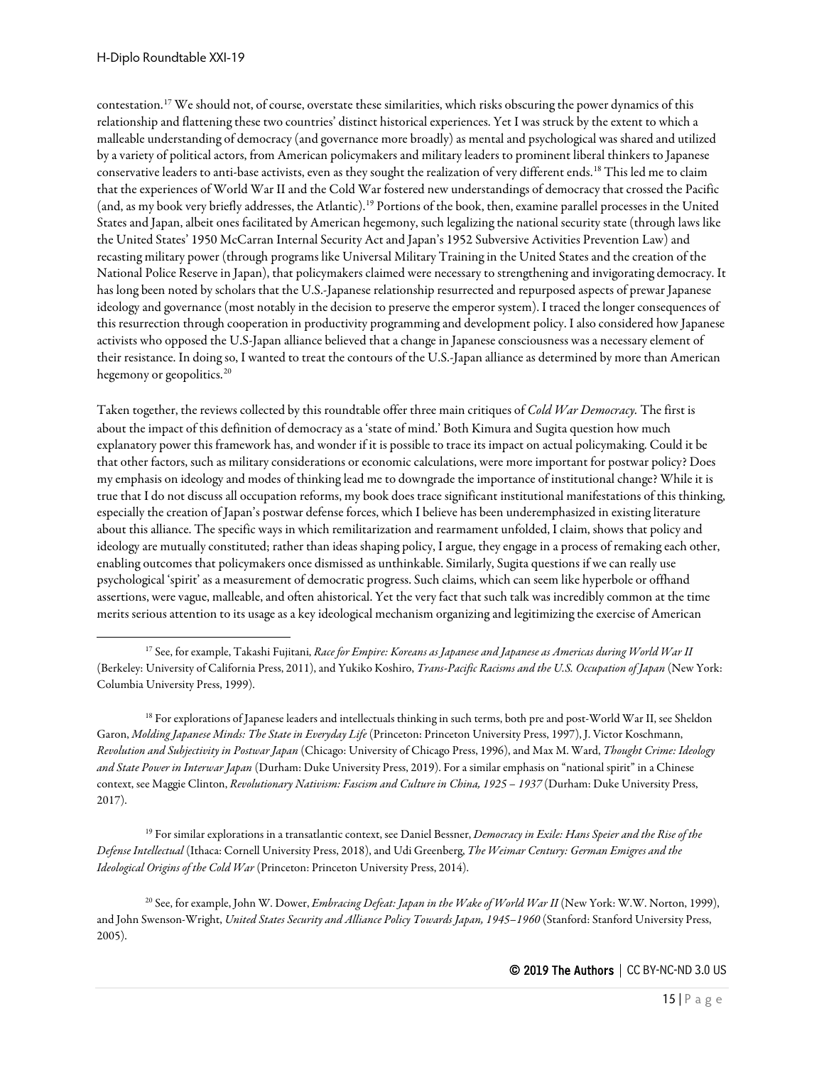contestation.[17] We should not, of course, overstate these similarities, which risks obscuring the power dynamics of this relationship and flattening these two countries' distinct historical experiences. Yet I was struck by the extent to which a malleable understanding of democracy (and governance more broadly) as mental and psychological was shared and utilized by a variety of political actors, from American policymakers and military leaders to prominent liberal thinkers to Japanese conservative leaders to anti-base activists, even as they sought the realization of very different ends.[18] This led me to claim that the experiences of World War II and the Cold War fostered new understandings of democracy that crossed the Pacific (and, as my book very briefly addresses, the Atlantic).[19] Portions of the book, then, examine parallel processes in the United States and Japan, albeit ones facilitated by American hegemony, such legalizing the national security state (through laws like the United States' 1950 McCarran Internal Security Act and Japan's 1952 Subversive Activities Prevention Law) and recasting military power (through programs like Universal Military Training in the United States and the creation of the National Police Reserve in Japan), that policymakers claimed were necessary to strengthening and invigorating democracy. It has long been noted by scholars that the U.S.-Japanese relationship resurrected and repurposed aspects of prewar Japanese ideology and governance (most notably in the decision to preserve the emperor system). I traced the longer consequences of this resurrection through cooperation in productivity programming and development policy. I also considered how Japanese activists who opposed the U.S-Japan alliance believed that a change in Japanese consciousness was a necessary element of their resistance. In doing so, I wanted to treat the contours of the U.S.-Japan alliance as determined by more than American hegemony or geopolitics.[20]

Taken together, the reviews collected by this roundtable offer three main critiques of *Cold War Democracy.* The first is about the impact of this definition of democracy as a 'state of mind.' Both Kimura and Sugita question how much explanatory power this framework has, and wonder if it is possible to trace its impact on actual policymaking. Could it be that other factors, such as military considerations or economic calculations, were more important for postwar policy? Does my emphasis on ideology and modes of thinking lead me to downgrade the importance of institutional change? While it is true that I do not discuss all occupation reforms, my book does trace significant institutional manifestations of this thinking, especially the creation of Japan's postwar defense forces, which I believe has been underemphasized in existing literature about this alliance. The specific ways in which remilitarization and rearmament unfolded, I claim, shows that policy and ideology are mutually constituted; rather than ideas shaping policy, I argue, they engage in a process of remaking each other, enabling outcomes that policymakers once dismissed as unthinkable. Similarly, Sugita questions if we can really use psychological 'spirit' as a measurement of democratic progress. Such claims, which can seem like hyperbole or offhand assertions, were vague, malleable, and often ahistorical. Yet the very fact that such talk was incredibly common at the time merits serious attention to its usage as a key ideological mechanism organizing and legitimizing the exercise of American

[17] See, for example, Takashi Fujitani, *Race for Empire: Koreans as Japanese and Japanese as Americas during World War II* (Berkeley: University of California Press, 2011), and Yukiko Koshiro, *Trans-Pacific Racisms and the U.S. Occupation of Japan* (New York: Columbia University Press, 1999).

[18] For explorations of Japanese leaders and intellectuals thinking in such terms, both pre and post-World War II, see Sheldon Garon, *Molding Japanese Minds: The State in Everyday Life* (Princeton: Princeton University Press, 1997), J. Victor Koschmann, *Revolution and Subjectivity in Postwar Japan* (Chicago: University of Chicago Press, 1996), and Max M. Ward, *Thought Crime: Ideology and State Power in Interwar Japan* (Durham: Duke University Press, 2019). For a similar emphasis on "national spirit" in a Chinese context, see Maggie Clinton, *Revolutionary Nativism: Fascism and Culture in China, 1925 – 1937* (Durham: Duke University Press, 2017).

[19] For similar explorations in a transatlantic context, see Daniel Bessner, *Democracy in Exile: Hans Speier and the Rise of the Defense Intellectual* (Ithaca: Cornell University Press, 2018), and Udi Greenberg, *The Weimar Century: German Emigres and the Ideological Origins of the Cold War* (Princeton: Princeton University Press, 2014).

[20] See, for example, John W. Dower, *Embracing Defeat: Japan in the Wake of World War II* (New York: W.W. Norton, 1999), and John Swenson-Wright, *United States Security and Alliance Policy Towards Japan, 1945–1960* (Stanford: Stanford University Press, 2005).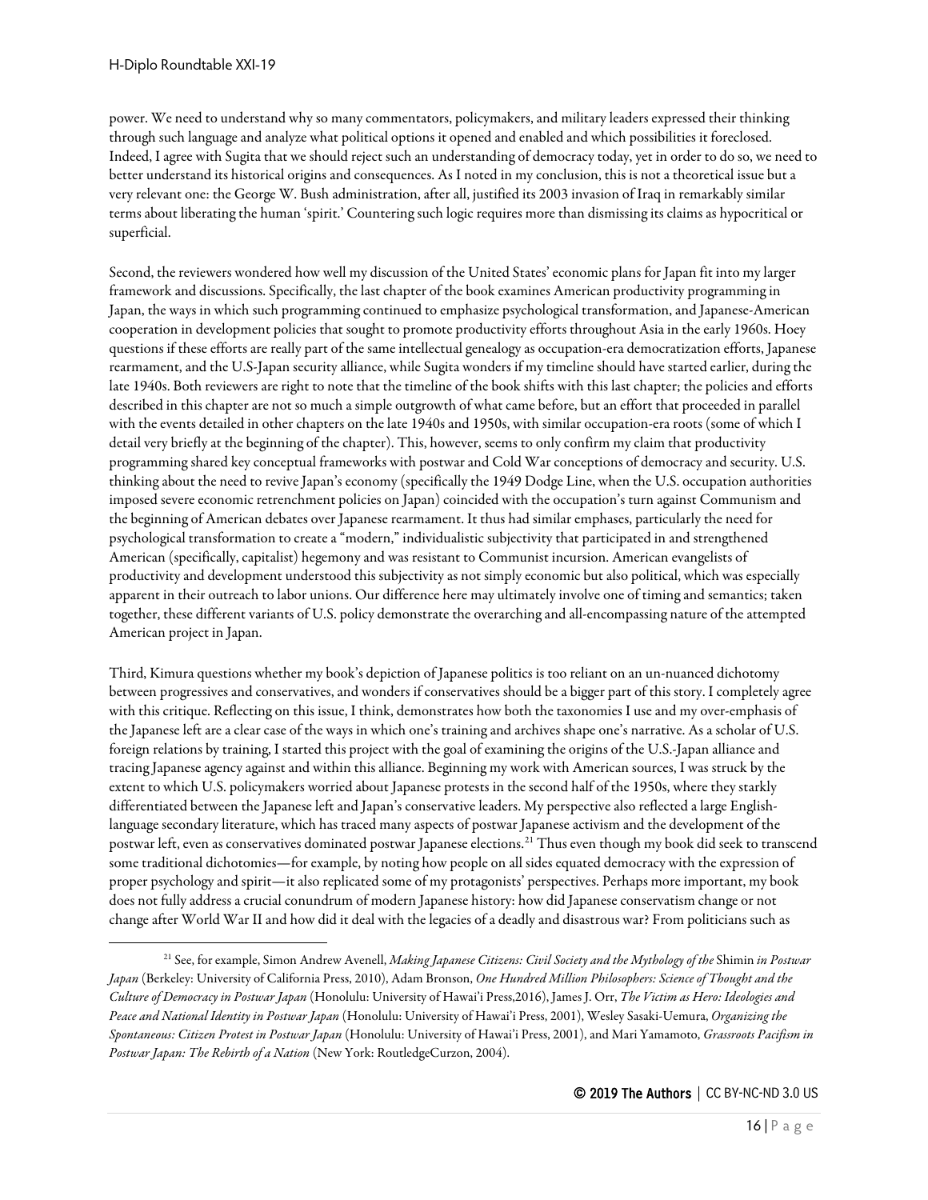power. We need to understand why so many commentators, policymakers, and military leaders expressed their thinking through such language and analyze what political options it opened and enabled and which possibilities it foreclosed. Indeed, I agree with Sugita that we should reject such an understanding of democracy today, yet in order to do so, we need to better understand its historical origins and consequences. As I noted in my conclusion, this is not a theoretical issue but a very relevant one: the George W. Bush administration, after all, justified its 2003 invasion of Iraq in remarkably similar terms about liberating the human 'spirit.' Countering such logic requires more than dismissing its claims as hypocritical or superficial.

Second, the reviewers wondered how well my discussion of the United States' economic plans for Japan fit into my larger framework and discussions. Specifically, the last chapter of the book examines American productivity programming in Japan, the ways in which such programming continued to emphasize psychological transformation, and Japanese-American cooperation in development policies that sought to promote productivity efforts throughout Asia in the early 1960s. Hoey questions if these efforts are really part of the same intellectual genealogy as occupation-era democratization efforts, Japanese rearmament, and the U.S-Japan security alliance, while Sugita wonders if my timeline should have started earlier, during the late 1940s. Both reviewers are right to note that the timeline of the book shifts with this last chapter; the policies and efforts described in this chapter are not so much a simple outgrowth of what came before, but an effort that proceeded in parallel with the events detailed in other chapters on the late 1940s and 1950s, with similar occupation-era roots (some of which I detail very briefly at the beginning of the chapter). This, however, seems to only confirm my claim that productivity programming shared key conceptual frameworks with postwar and Cold War conceptions of democracy and security. U.S. thinking about the need to revive Japan's economy (specifically the 1949 Dodge Line, when the U.S. occupation authorities imposed severe economic retrenchment policies on Japan) coincided with the occupation's turn against Communism and the beginning of American debates over Japanese rearmament. It thus had similar emphases, particularly the need for psychological transformation to create a "modern," individualistic subjectivity that participated in and strengthened American (specifically, capitalist) hegemony and was resistant to Communist incursion. American evangelists of productivity and development understood this subjectivity as not simply economic but also political, which was especially apparent in their outreach to labor unions. Our difference here may ultimately involve one of timing and semantics; taken together, these different variants of U.S. policy demonstrate the overarching and all-encompassing nature of the attempted American project in Japan.

Third, Kimura questions whether my book's depiction of Japanese politics is too reliant on an un-nuanced dichotomy between progressives and conservatives, and wonders if conservatives should be a bigger part of this story. I completely agree with this critique. Reflecting on this issue, I think, demonstrates how both the taxonomies I use and my over-emphasis of the Japanese left are a clear case of the ways in which one's training and archives shape one's narrative. As a scholar of U.S. foreign relations by training, I started this project with the goal of examining the origins of the U.S.-Japan alliance and tracing Japanese agency against and within this alliance. Beginning my work with American sources, I was struck by the extent to which U.S. policymakers worried about Japanese protests in the second half of the 1950s, where they starkly differentiated between the Japanese left and Japan's conservative leaders. My perspective also reflected a large English-language secondary literature, which has traced many aspects of postwar Japanese activism and the development of the postwar left, even as conservatives dominated postwar Japanese elections.[21] Thus even though my book did seek to transcend some traditional dichotomies—for example, by noting how people on all sides equated democracy with the expression of proper psychology and spirit—it also replicated some of my protagonists' perspectives. Perhaps more important, my book does not fully address a crucial conundrum of modern Japanese history: how did Japanese conservatism change or not change after World War II and how did it deal with the legacies of a deadly and disastrous war? From politicians such as

[21] See, for example, Simon Andrew Avenell, *Making Japanese Citizens: Civil Society and the Mythology of the* Shimin *in Postwar Japan* (Berkeley: University of California Press, 2010), Adam Bronson, *One Hundred Million Philosophers: Science of Thought and the Culture of Democracy in Postwar Japan* (Honolulu: University of Hawai'i Press,2016), James J. Orr, *The Victim as Hero: Ideologies and Peace and National Identity in Postwar Japan* (Honolulu: University of Hawai'i Press, 2001), Wesley Sasaki-Uemura, *Organizing the Spontaneous: Citizen Protest in Postwar Japan* (Honolulu: University of Hawai'i Press, 2001), and Mari Yamamoto, *Grassroots Pacifism in Postwar Japan: The Rebirth of a Nation* (New York: RoutledgeCurzon, 2004).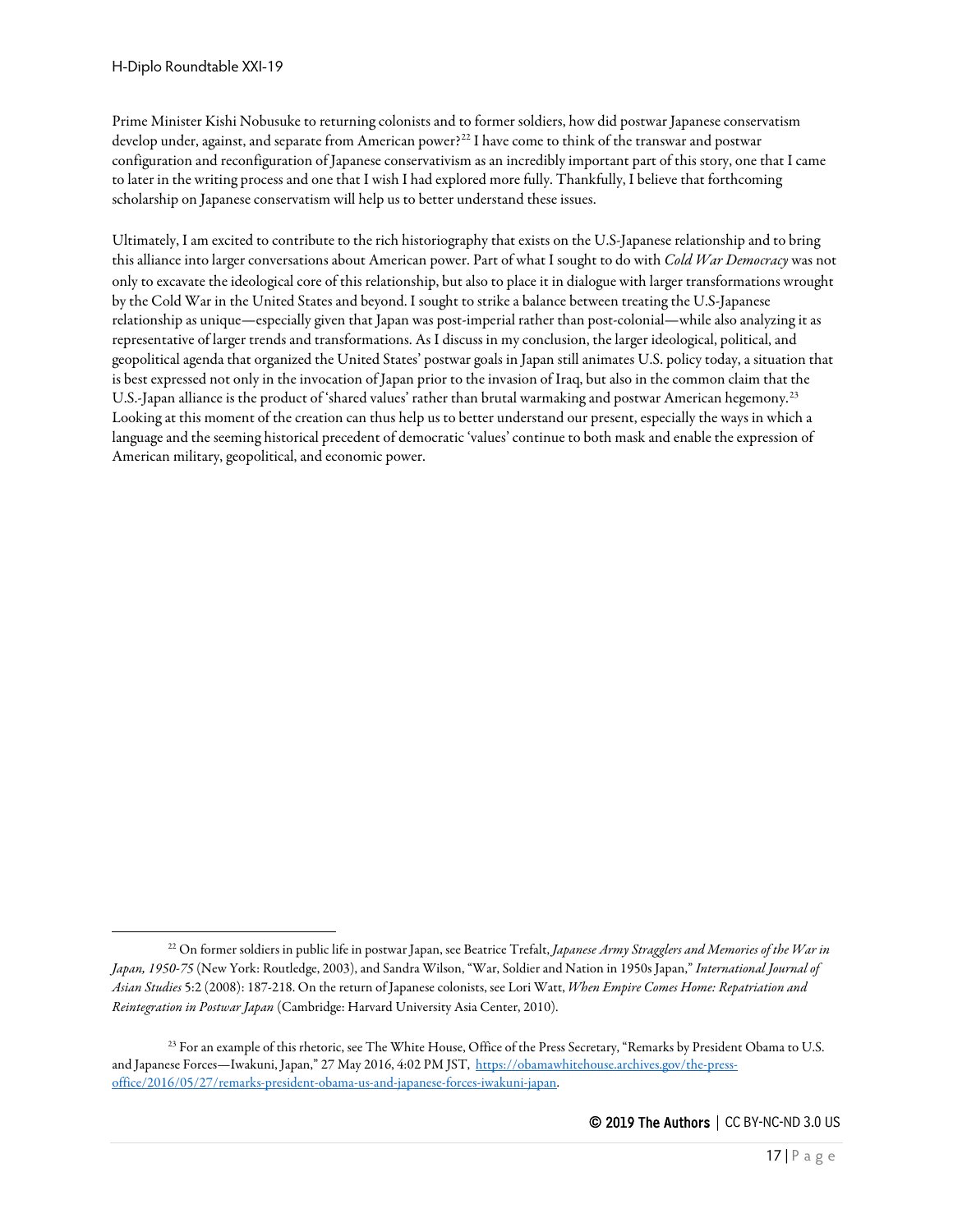Prime Minister Kishi Nobusuke to returning colonists and to former soldiers, how did postwar Japanese conservatism develop under, against, and separate from American power?[22] I have come to think of the transwar and postwar configuration and reconfiguration of Japanese conservativism as an incredibly important part of this story, one that I came to later in the writing process and one that I wish I had explored more fully. Thankfully, I believe that forthcoming scholarship on Japanese conservatism will help us to better understand these issues.

Ultimately, I am excited to contribute to the rich historiography that exists on the U.S-Japanese relationship and to bring this alliance into larger conversations about American power. Part of what I sought to do with *Cold War Democracy* was not only to excavate the ideological core of this relationship, but also to place it in dialogue with larger transformations wrought by the Cold War in the United States and beyond. I sought to strike a balance between treating the U.S-Japanese relationship as unique—especially given that Japan was post-imperial rather than post-colonial—while also analyzing it as representative of larger trends and transformations. As I discuss in my conclusion, the larger ideological, political, and geopolitical agenda that organized the United States' postwar goals in Japan still animates U.S. policy today, a situation that is best expressed not only in the invocation of Japan prior to the invasion of Iraq, but also in the common claim that the U.S.-Japan alliance is the product of 'shared values' rather than brutal warmaking and postwar American hegemony.[23] Looking at this moment of the creation can thus help us to better understand our present, especially the ways in which a language and the seeming historical precedent of democratic 'values' continue to both mask and enable the expression of American military, geopolitical, and economic power.

---

[22] On former soldiers in public life in postwar Japan, see Beatrice Trefalt, *Japanese Army Stragglers and Memories of the War in Japan, 1950-75* (New York: Routledge, 2003), and Sandra Wilson, "War, Soldier and Nation in 1950s Japan," *International Journal of Asian Studies* 5:2 (2008): 187-218. On the return of Japanese colonists, see Lori Watt, *When Empire Comes Home: Repatriation and Reintegration in Postwar Japan* (Cambridge: Harvard University Asia Center, 2010).

[23] For an example of this rhetoric, see The White House, Office of the Press Secretary, "Remarks by President Obama to U.S. and Japanese Forces—Iwakuni, Japan," 27 May 2016, 4:02 PM JST, [https://obamawhitehouse.archives.gov/the-press-office/2016/05/27/remarks-president-obama-us-and-japanese-forces-iwakuni-japan](https://obamawhitehouse.archives.gov/the-press-office/2016/05/27/remarks-president-obama-us-and-japanese-forces-iwakuni-japan).

© 2019 The Authors | CC BY-NC-ND 3.0 US